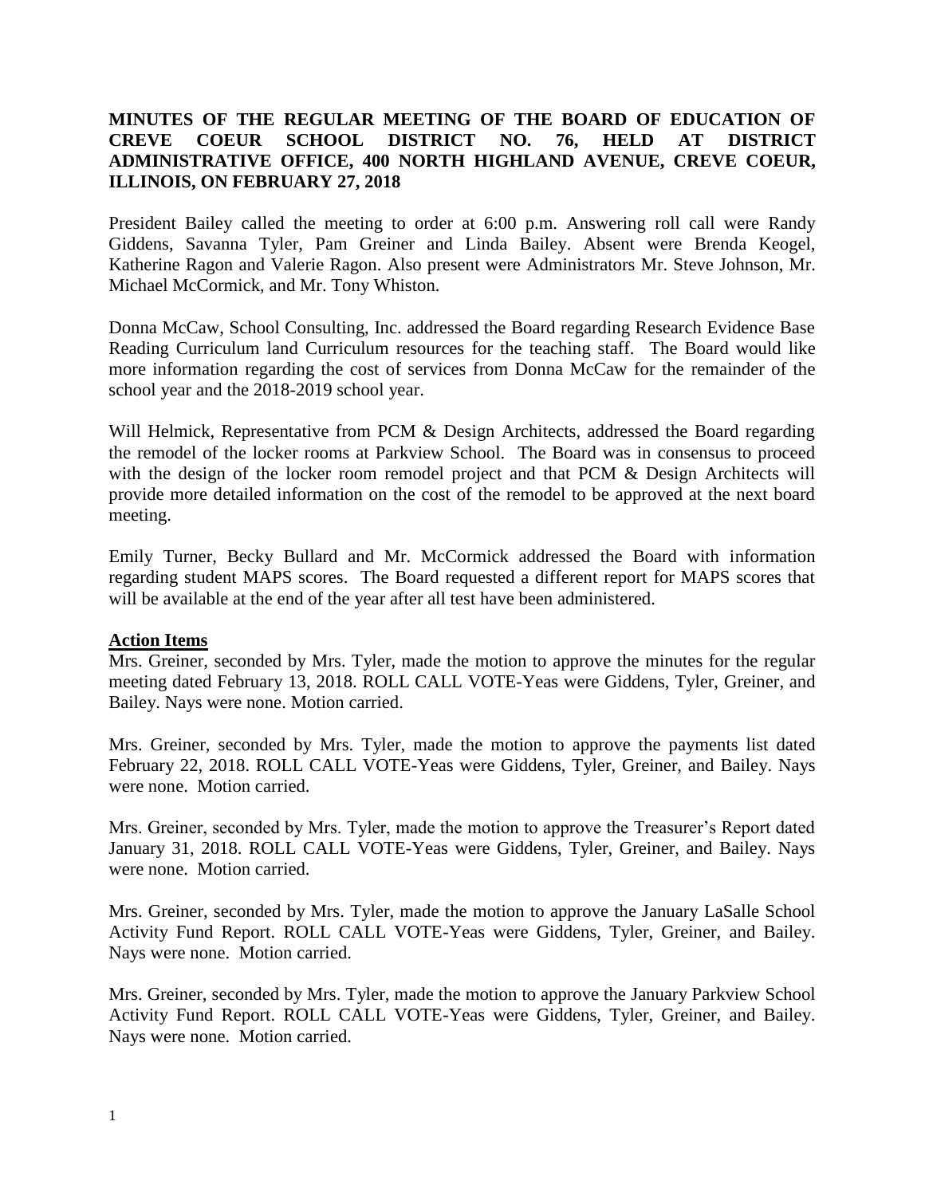**MINUTES OF THE REGULAR MEETING OF THE BOARD OF EDUCATION OF CREVE COEUR SCHOOL DISTRICT NO. 76, HELD AT DISTRICT ADMINISTRATIVE OFFICE, 400 NORTH HIGHLAND AVENUE, CREVE COEUR, ILLINOIS, ON FEBRUARY 27, 2018**

President Bailey called the meeting to order at 6:00 p.m. Answering roll call were Randy Giddens, Savanna Tyler, Pam Greiner and Linda Bailey. Absent were Brenda Keogel, Katherine Ragon and Valerie Ragon. Also present were Administrators Mr. Steve Johnson, Mr. Michael McCormick, and Mr. Tony Whiston.

Donna McCaw, School Consulting, Inc. addressed the Board regarding Research Evidence Base Reading Curriculum land Curriculum resources for the teaching staff. The Board would like more information regarding the cost of services from Donna McCaw for the remainder of the school year and the 2018-2019 school year.

Will Helmick, Representative from PCM & Design Architects, addressed the Board regarding the remodel of the locker rooms at Parkview School. The Board was in consensus to proceed with the design of the locker room remodel project and that PCM & Design Architects will provide more detailed information on the cost of the remodel to be approved at the next board meeting.

Emily Turner, Becky Bullard and Mr. McCormick addressed the Board with information regarding student MAPS scores. The Board requested a different report for MAPS scores that will be available at the end of the year after all test have been administered.

**Action Items**

Mrs. Greiner, seconded by Mrs. Tyler, made the motion to approve the minutes for the regular meeting dated February 13, 2018. ROLL CALL VOTE-Yeas were Giddens, Tyler, Greiner, and Bailey. Nays were none. Motion carried.

Mrs. Greiner, seconded by Mrs. Tyler, made the motion to approve the payments list dated February 22, 2018. ROLL CALL VOTE-Yeas were Giddens, Tyler, Greiner, and Bailey. Nays were none. Motion carried.

Mrs. Greiner, seconded by Mrs. Tyler, made the motion to approve the Treasurer's Report dated January 31, 2018. ROLL CALL VOTE-Yeas were Giddens, Tyler, Greiner, and Bailey. Nays were none. Motion carried.

Mrs. Greiner, seconded by Mrs. Tyler, made the motion to approve the January LaSalle School Activity Fund Report. ROLL CALL VOTE-Yeas were Giddens, Tyler, Greiner, and Bailey. Nays were none. Motion carried.

Mrs. Greiner, seconded by Mrs. Tyler, made the motion to approve the January Parkview School Activity Fund Report. ROLL CALL VOTE-Yeas were Giddens, Tyler, Greiner, and Bailey. Nays were none. Motion carried.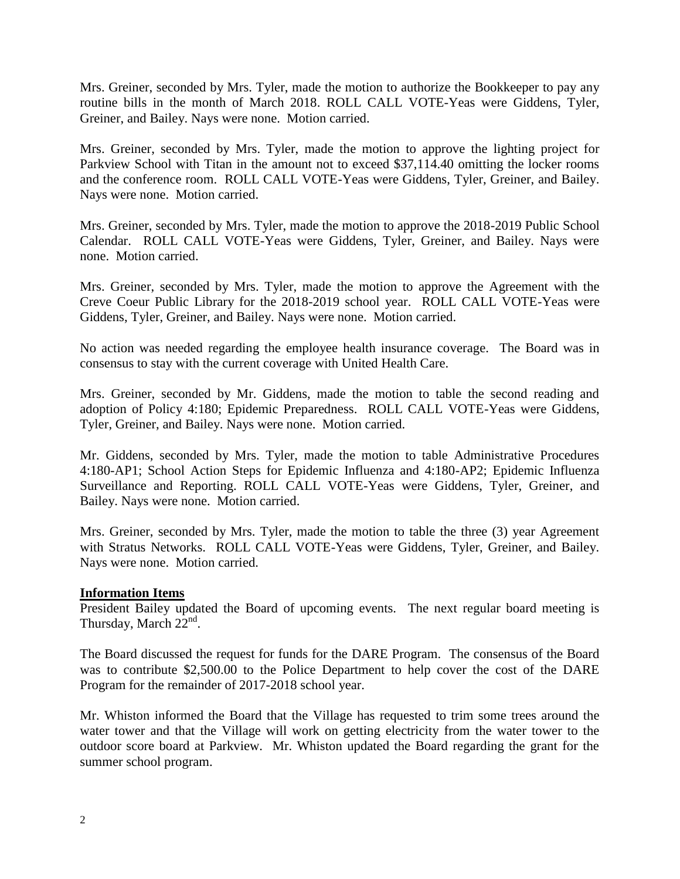Mrs. Greiner, seconded by Mrs. Tyler, made the motion to authorize the Bookkeeper to pay any routine bills in the month of March 2018. ROLL CALL VOTE-Yeas were Giddens, Tyler, Greiner, and Bailey. Nays were none. Motion carried.

Mrs. Greiner, seconded by Mrs. Tyler, made the motion to approve the lighting project for Parkview School with Titan in the amount not to exceed $37,114.40 omitting the locker rooms and the conference room. ROLL CALL VOTE-Yeas were Giddens, Tyler, Greiner, and Bailey. Nays were none. Motion carried.

Mrs. Greiner, seconded by Mrs. Tyler, made the motion to approve the 2018-2019 Public School Calendar. ROLL CALL VOTE-Yeas were Giddens, Tyler, Greiner, and Bailey. Nays were none. Motion carried.

Mrs. Greiner, seconded by Mrs. Tyler, made the motion to approve the Agreement with the Creve Coeur Public Library for the 2018-2019 school year. ROLL CALL VOTE-Yeas were Giddens, Tyler, Greiner, and Bailey. Nays were none. Motion carried.

No action was needed regarding the employee health insurance coverage. The Board was in consensus to stay with the current coverage with United Health Care.

Mrs. Greiner, seconded by Mr. Giddens, made the motion to table the second reading and adoption of Policy 4:180; Epidemic Preparedness. ROLL CALL VOTE-Yeas were Giddens, Tyler, Greiner, and Bailey. Nays were none. Motion carried.

Mr. Giddens, seconded by Mrs. Tyler, made the motion to table Administrative Procedures 4:180-AP1; School Action Steps for Epidemic Influenza and 4:180-AP2; Epidemic Influenza Surveillance and Reporting. ROLL CALL VOTE-Yeas were Giddens, Tyler, Greiner, and Bailey. Nays were none. Motion carried.

Mrs. Greiner, seconded by Mrs. Tyler, made the motion to table the three (3) year Agreement with Stratus Networks. ROLL CALL VOTE-Yeas were Giddens, Tyler, Greiner, and Bailey. Nays were none. Motion carried.

**Information Items**

President Bailey updated the Board of upcoming events. The next regular board meeting is Thursday, March 22nd.

The Board discussed the request for funds for the DARE Program. The consensus of the Board was to contribute $2,500.00 to the Police Department to help cover the cost of the DARE Program for the remainder of 2017-2018 school year.

Mr. Whiston informed the Board that the Village has requested to trim some trees around the water tower and that the Village will work on getting electricity from the water tower to the outdoor score board at Parkview. Mr. Whiston updated the Board regarding the grant for the summer school program.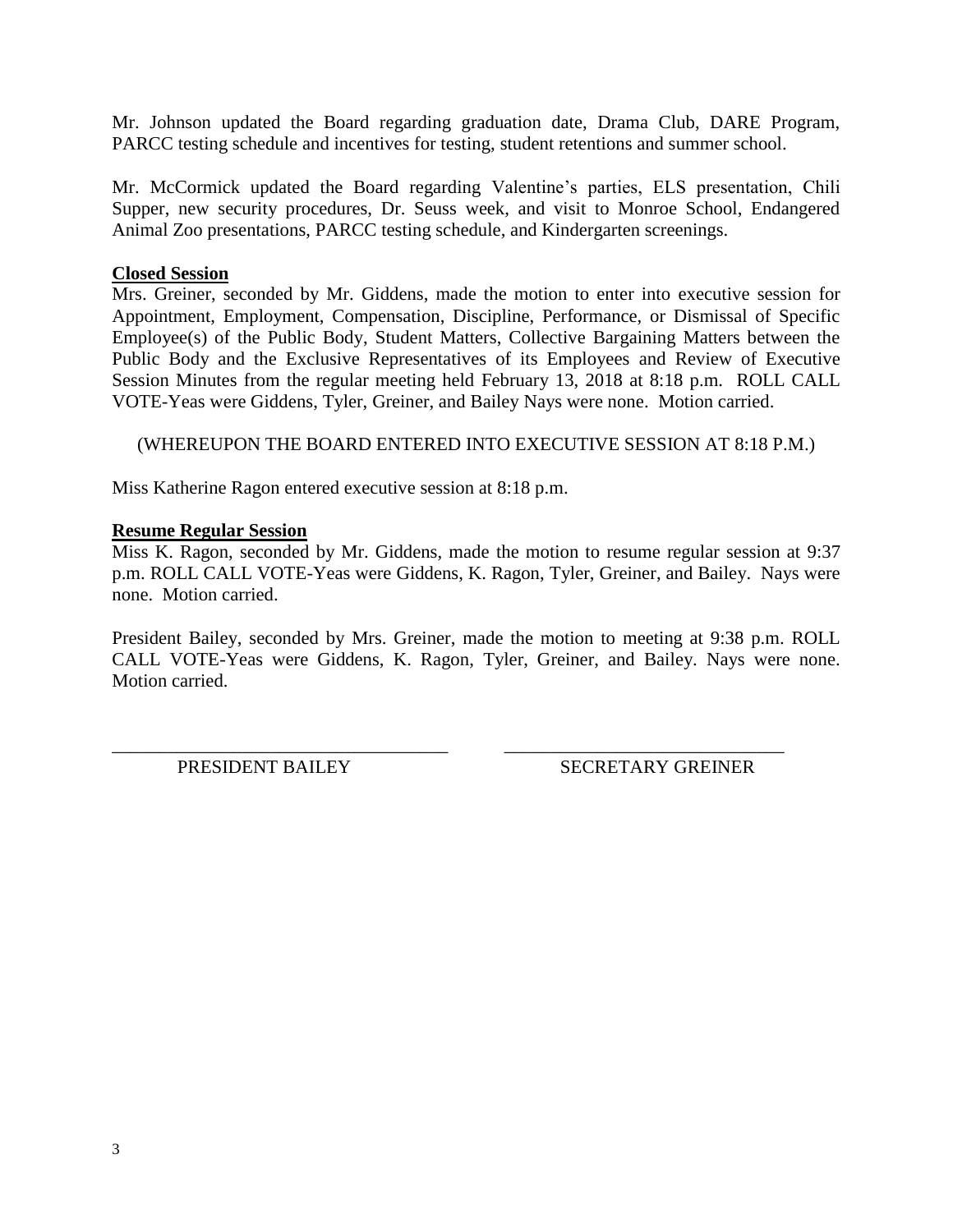Mr. Johnson updated the Board regarding graduation date, Drama Club, DARE Program, PARCC testing schedule and incentives for testing, student retentions and summer school.

Mr. McCormick updated the Board regarding Valentine's parties, ELS presentation, Chili Supper, new security procedures, Dr. Seuss week, and visit to Monroe School, Endangered Animal Zoo presentations, PARCC testing schedule, and Kindergarten screenings.

**Closed Session**

Mrs. Greiner, seconded by Mr. Giddens, made the motion to enter into executive session for Appointment, Employment, Compensation, Discipline, Performance, or Dismissal of Specific Employee(s) of the Public Body, Student Matters, Collective Bargaining Matters between the Public Body and the Exclusive Representatives of its Employees and Review of Executive Session Minutes from the regular meeting held February 13, 2018 at 8:18 p.m. ROLL CALL VOTE-Yeas were Giddens, Tyler, Greiner, and Bailey Nays were none. Motion carried.

(WHEREUPON THE BOARD ENTERED INTO EXECUTIVE SESSION AT 8:18 P.M.)

Miss Katherine Ragon entered executive session at 8:18 p.m.

**Resume Regular Session**

Miss K. Ragon, seconded by Mr. Giddens, made the motion to resume regular session at 9:37 p.m. ROLL CALL VOTE-Yeas were Giddens, K. Ragon, Tyler, Greiner, and Bailey. Nays were none. Motion carried.

President Bailey, seconded by Mrs. Greiner, made the motion to meeting at 9:38 p.m. ROLL CALL VOTE-Yeas were Giddens, K. Ragon, Tyler, Greiner, and Bailey. Nays were none. Motion carried.

\_\_\_\_\_\_\_\_\_\_\_\_\_\_\_\_\_\_\_\_\_\_\_\_\_\_\_\_\_\_\_\_\_\_\_\_ &nbsp;&nbsp;&nbsp;&nbsp; \_\_\_\_\_\_\_\_\_\_\_\_\_\_\_\_\_\_\_\_\_\_\_\_\_\_\_\_\_\_\_\_

PRESIDENT BAILEY &nbsp;&nbsp;&nbsp;&nbsp;&nbsp;&nbsp;&nbsp;&nbsp; SECRETARY GREINER